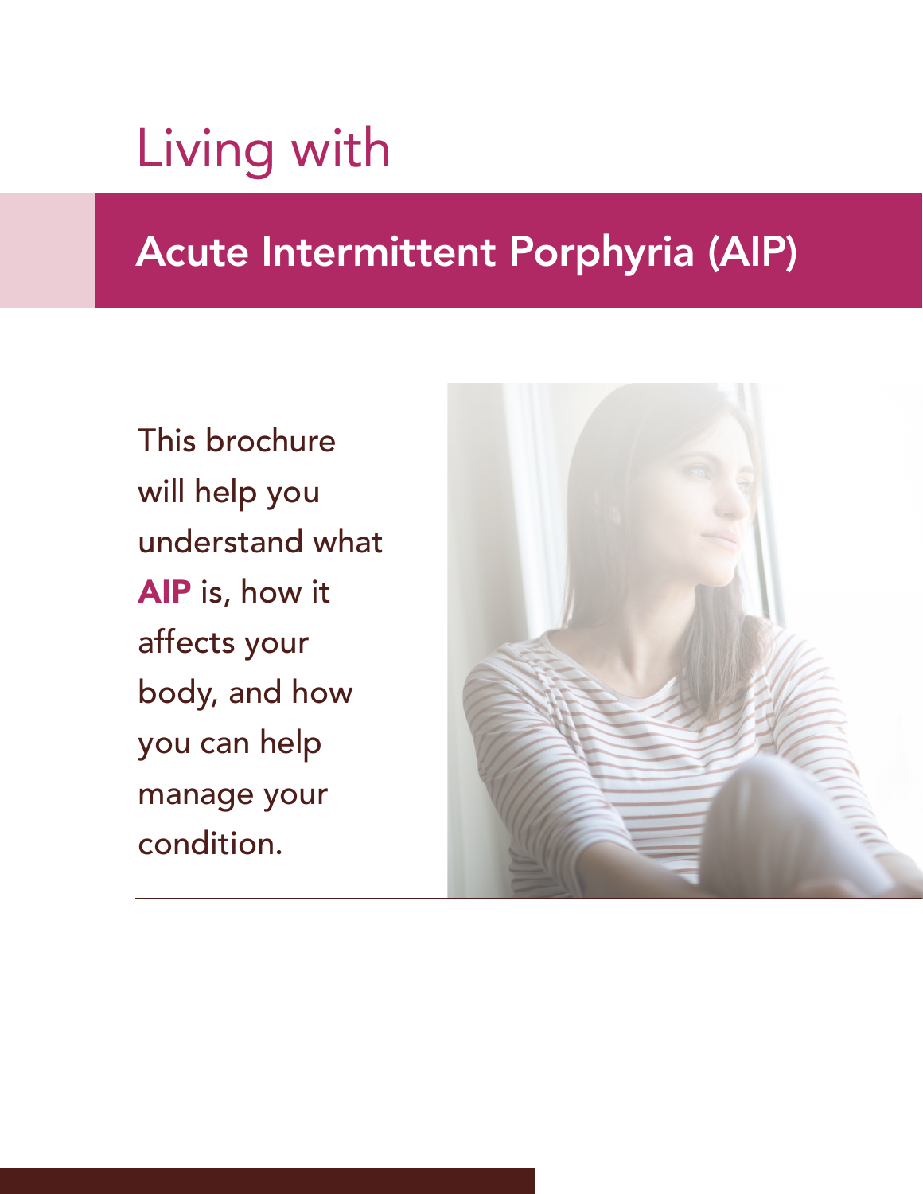# Living with

## Acute Intermittent Porphyria (AIP)

This brochure will help you understand what **AIP** is, how it affects your body, and how you can help manage your condition.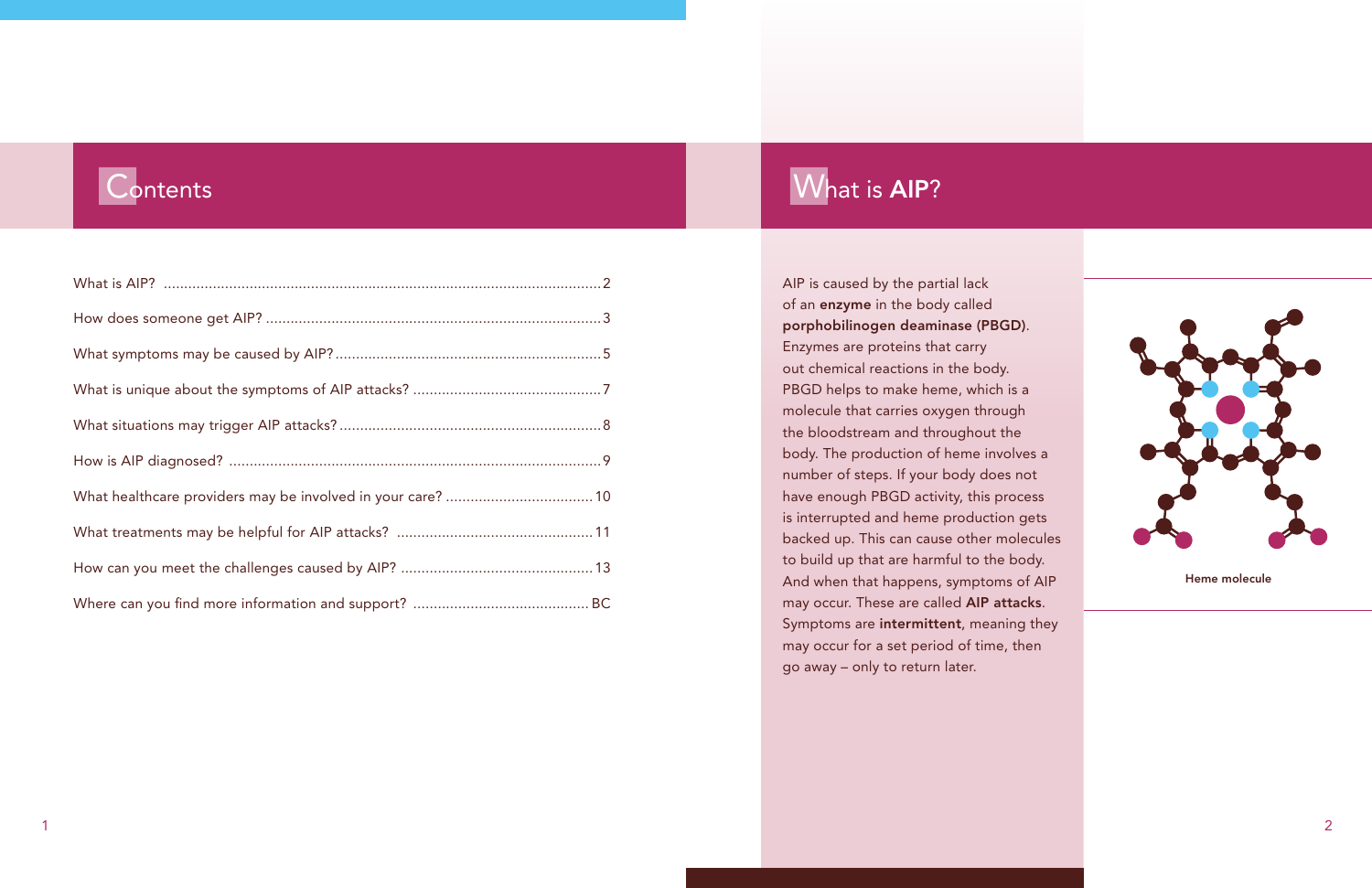# Contents

| | |
|---|---|
| What is AIP? | 2 |
| How does someone get AIP? | 3 |
| What symptoms may be caused by AIP? | 5 |
| What is unique about the symptoms of AIP attacks? | 7 |
| What situations may trigger AIP attacks? | 8 |
| How is AIP diagnosed? | 9 |
| What healthcare providers may be involved in your care? | 10 |
| What treatments may be helpful for AIP attacks? | 11 |
| How can you meet the challenges caused by AIP? | 13 |
| Where can you find more information and support? | BC |

# What is **AIP**?

AIP is caused by the partial lack of an **enzyme** in the body called **porphobilinogen deaminase (PBGD)**. Enzymes are proteins that carry out chemical reactions in the body. PBGD helps to make heme, which is a molecule that carries oxygen through the bloodstream and throughout the body. The production of heme involves a number of steps. If your body does not have enough PBGD activity, this process is interrupted and heme production gets backed up. This can cause other molecules to build up that are harmful to the body. And when that happens, symptoms of AIP may occur. These are called **AIP attacks**. Symptoms are **intermittent**, meaning they may occur for a set period of time, then go away – only to return later.

**Heme molecule**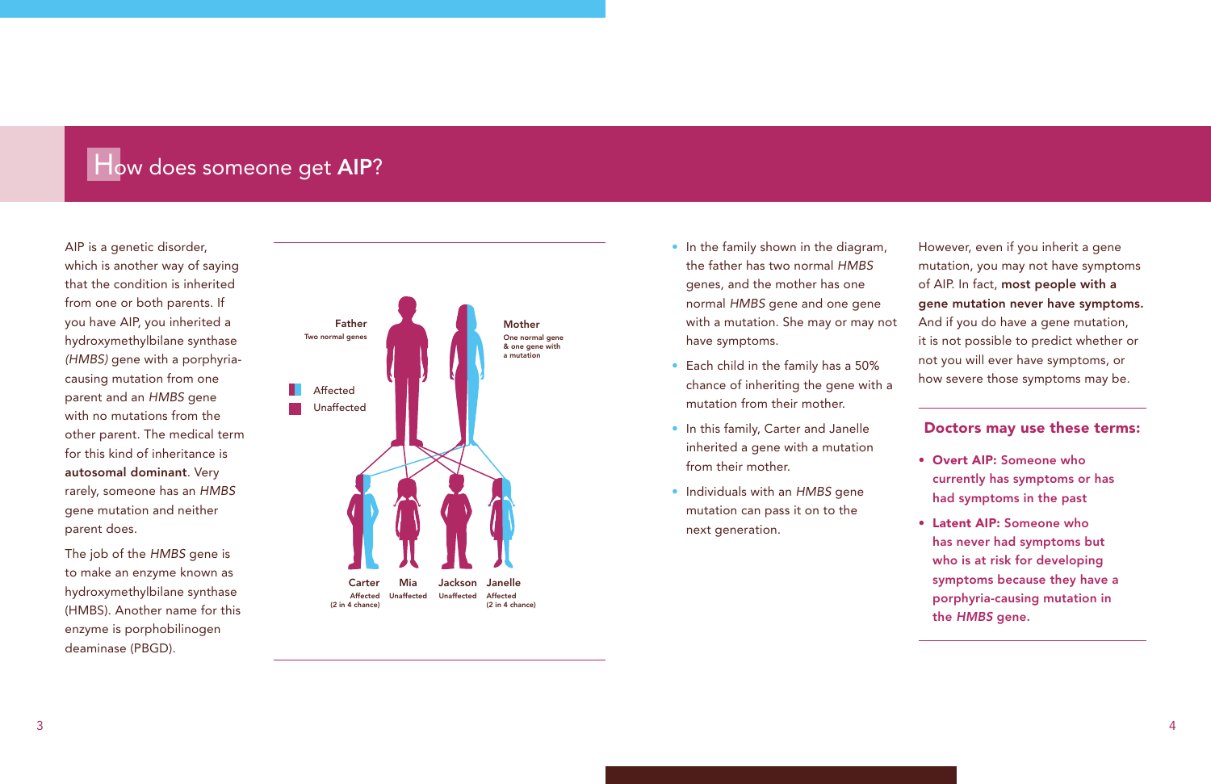# How does someone get **AIP**?

AIP is a genetic disorder, which is another way of saying that the condition is inherited from one or both parents. If you have AIP, you inherited a hydroxymethylbilane synthase *(HMBS)* gene with a porphyria-causing mutation from one parent and an *HMBS* gene with no mutations from the other parent. The medical term for this kind of inheritance is **autosomal dominant**. Very rarely, someone has an *HMBS* gene mutation and neither parent does.

The job of the *HMBS* gene is to make an enzyme known as hydroxymethylbilane synthase (HMBS). Another name for this enzyme is porphobilinogen deaminase (PBGD).

**Father**
Two normal genes

**Mother**
One normal gene & one gene with a mutation

Affected
Unaffected

**Carter** Affected (2 in 4 chance)
**Mia** Unaffected
**Jackson** Unaffected
**Janelle** Affected (2 in 4 chance)

- In the family shown in the diagram, the father has two normal *HMBS* genes, and the mother has one normal *HMBS* gene and one gene with a mutation. She may or may not have symptoms.
- Each child in the family has a 50% chance of inheriting the gene with a mutation from their mother.
- In this family, Carter and Janelle inherited a gene with a mutation from their mother.
- Individuals with an *HMBS* gene mutation can pass it on to the next generation.

However, even if you inherit a gene mutation, you may not have symptoms of AIP. In fact, **most people with a gene mutation never have symptoms.** And if you do have a gene mutation, it is not possible to predict whether or not you will ever have symptoms, or how severe those symptoms may be.

## Doctors may use these terms:

- **Overt AIP:** Someone who currently has symptoms or has had symptoms in the past
- **Latent AIP:** Someone who has never had symptoms but who is at risk for developing symptoms because they have a porphyria-causing mutation in the *HMBS* gene.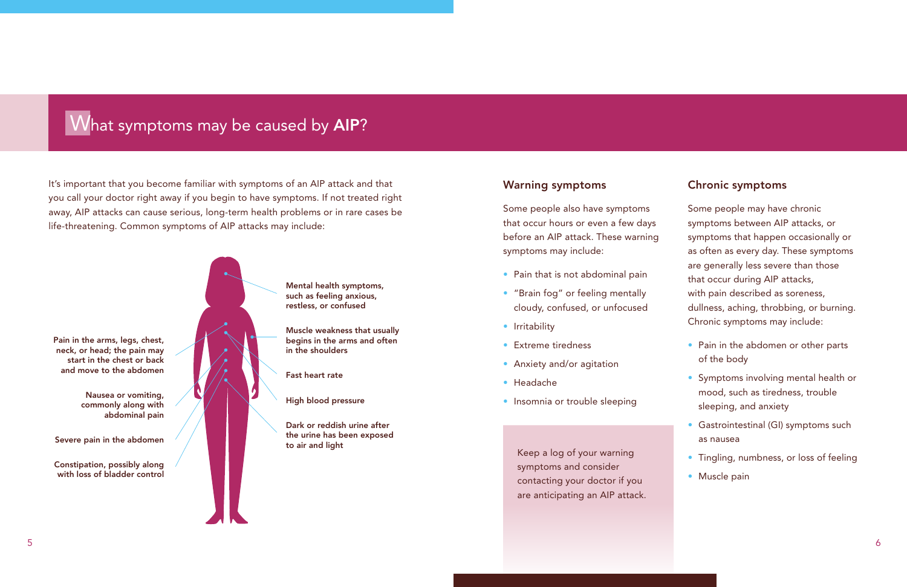# What symptoms may be caused by **AIP**?

It's important that you become familiar with symptoms of an AIP attack and that you call your doctor right away if you begin to have symptoms. If not treated right away, AIP attacks can cause serious, long-term health problems or in rare cases be life-threatening. Common symptoms of AIP attacks may include:

- **Mental health symptoms, such as feeling anxious, restless, or confused**
- **Muscle weakness that usually begins in the arms and often in the shoulders**
- **Fast heart rate**
- **High blood pressure**
- **Dark or reddish urine after the urine has been exposed to air and light**
- **Pain in the arms, legs, chest, neck, or head; the pain may start in the chest or back and move to the abdomen**
- **Nausea or vomiting, commonly along with abdominal pain**
- **Severe pain in the abdomen**
- **Constipation, possibly along with loss of bladder control**

## Warning symptoms

Some people also have symptoms that occur hours or even a few days before an AIP attack. These warning symptoms may include:

- Pain that is not abdominal pain
- "Brain fog" or feeling mentally cloudy, confused, or unfocused
- Irritability
- Extreme tiredness
- Anxiety and/or agitation
- Headache
- Insomnia or trouble sleeping

Keep a log of your warning symptoms and consider contacting your doctor if you are anticipating an AIP attack.

## Chronic symptoms

Some people may have chronic symptoms between AIP attacks, or symptoms that happen occasionally or as often as every day. These symptoms are generally less severe than those that occur during AIP attacks, with pain described as soreness, dullness, aching, throbbing, or burning. Chronic symptoms may include:

- Pain in the abdomen or other parts of the body
- Symptoms involving mental health or mood, such as tiredness, trouble sleeping, and anxiety
- Gastrointestinal (GI) symptoms such as nausea
- Tingling, numbness, or loss of feeling
- Muscle pain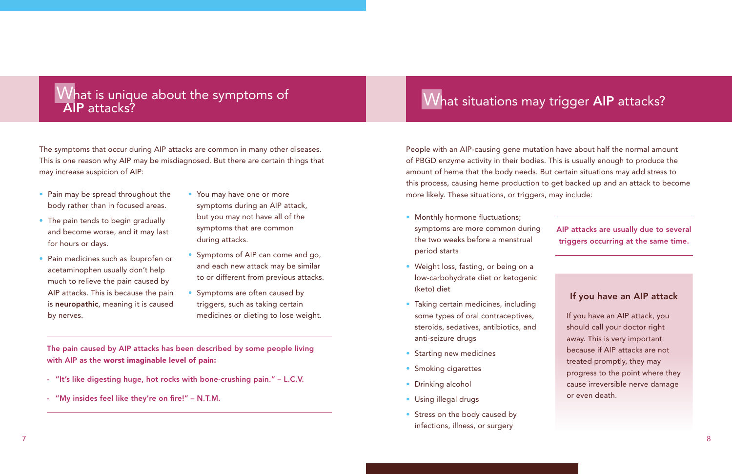## What is unique about the symptoms of **AIP** attacks?

The symptoms that occur during AIP attacks are common in many other diseases. This is one reason why AIP may be misdiagnosed. But there are certain things that may increase suspicion of AIP:

- Pain may be spread throughout the body rather than in focused areas.
- The pain tends to begin gradually and become worse, and it may last for hours or days.
- Pain medicines such as ibuprofen or acetaminophen usually don't help much to relieve the pain caused by AIP attacks. This is because the pain is **neuropathic**, meaning it is caused by nerves.
- You may have one or more symptoms during an AIP attack, but you may not have all of the symptoms that are common during attacks.
- Symptoms of AIP can come and go, and each new attack may be similar to or different from previous attacks.
- Symptoms are often caused by triggers, such as taking certain medicines or dieting to lose weight.

**The pain caused by AIP attacks has been described by some people living with AIP as the worst imaginable level of pain:**

- **"It's like digesting huge, hot rocks with bone-crushing pain." – L.C.V.**
- **"My insides feel like they're on fire!" – N.T.M.**

## What situations may trigger **AIP** attacks?

People with an AIP-causing gene mutation have about half the normal amount of PBGD enzyme activity in their bodies. This is usually enough to produce the amount of heme that the body needs. But certain situations may add stress to this process, causing heme production to get backed up and an attack to become more likely. These situations, or triggers, may include:

- Monthly hormone fluctuations; symptoms are more common during the two weeks before a menstrual period starts
- Weight loss, fasting, or being on a low-carbohydrate diet or ketogenic (keto) diet
- Taking certain medicines, including some types of oral contraceptives, steroids, sedatives, antibiotics, and anti-seizure drugs
- Starting new medicines
- Smoking cigarettes
- Drinking alcohol
- Using illegal drugs
- Stress on the body caused by infections, illness, or surgery

**AIP attacks are usually due to several triggers occurring at the same time.**

### If you have an AIP attack

If you have an AIP attack, you should call your doctor right away. This is very important because if AIP attacks are not treated promptly, they may progress to the point where they cause irreversible nerve damage or even death.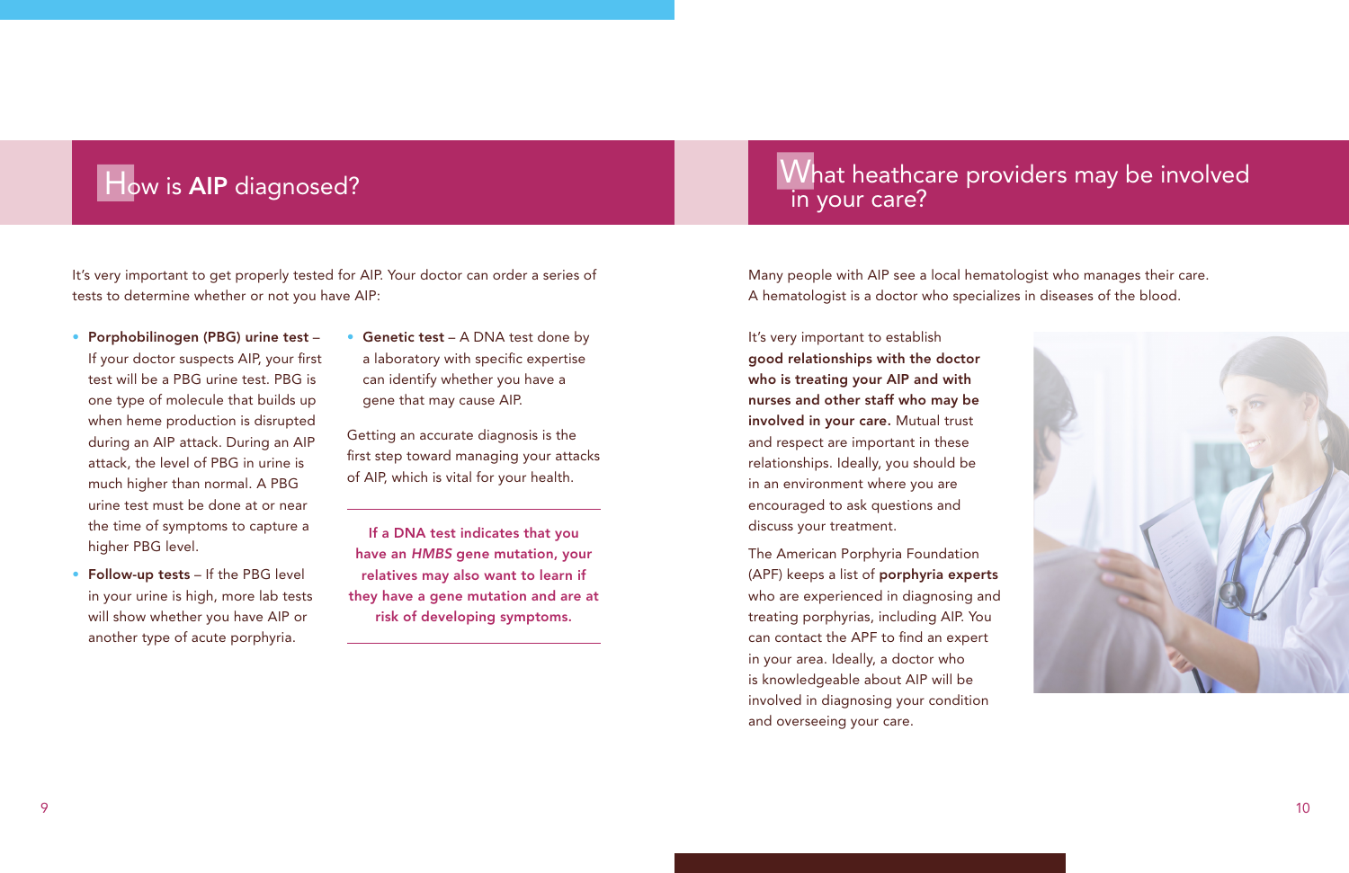## How is **AIP** diagnosed?

It's very important to get properly tested for AIP. Your doctor can order a series of tests to determine whether or not you have AIP:

- **Porphobilinogen (PBG) urine test** – If your doctor suspects AIP, your first test will be a PBG urine test. PBG is one type of molecule that builds up when heme production is disrupted during an AIP attack. During an AIP attack, the level of PBG in urine is much higher than normal. A PBG urine test must be done at or near the time of symptoms to capture a higher PBG level.
- **Follow-up tests** – If the PBG level in your urine is high, more lab tests will show whether you have AIP or another type of acute porphyria.
- **Genetic test** – A DNA test done by a laboratory with specific expertise can identify whether you have a gene that may cause AIP.

Getting an accurate diagnosis is the first step toward managing your attacks of AIP, which is vital for your health.

---

**If a DNA test indicates that you have an *HMBS* gene mutation, your relatives may also want to learn if they have a gene mutation and are at risk of developing symptoms.**

---

## What heathcare providers may be involved in your care?

Many people with AIP see a local hematologist who manages their care. A hematologist is a doctor who specializes in diseases of the blood.

It's very important to establish **good relationships with the doctor who is treating your AIP and with nurses and other staff who may be involved in your care.** Mutual trust and respect are important in these relationships. Ideally, you should be in an environment where you are encouraged to ask questions and discuss your treatment.

The American Porphyria Foundation (APF) keeps a list of **porphyria experts** who are experienced in diagnosing and treating porphyrias, including AIP. You can contact the APF to find an expert in your area. Ideally, a doctor who is knowledgeable about AIP will be involved in diagnosing your condition and overseeing your care.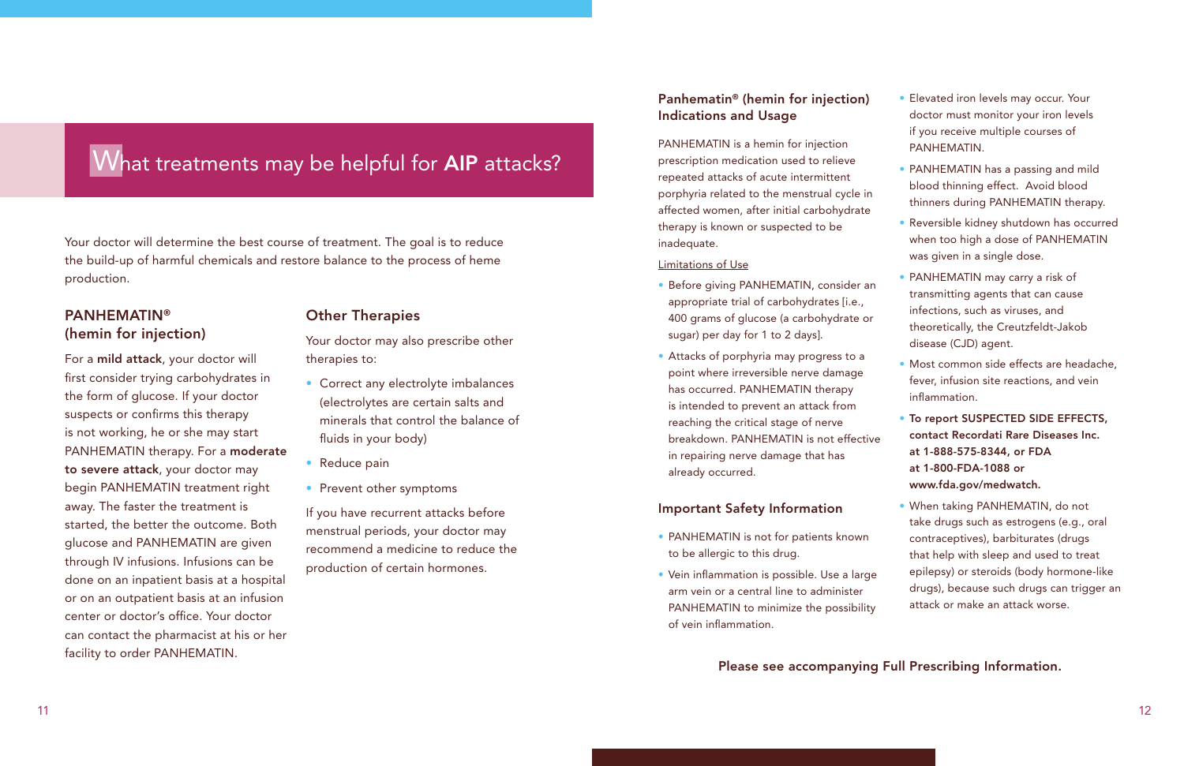# What treatments may be helpful for **AIP** attacks?

Your doctor will determine the best course of treatment. The goal is to reduce the build-up of harmful chemicals and restore balance to the process of heme production.

## PANHEMATIN® (hemin for injection)

For a **mild attack**, your doctor will first consider trying carbohydrates in the form of glucose. If your doctor suspects or confirms this therapy is not working, he or she may start PANHEMATIN therapy. For a **moderate to severe attack**, your doctor may begin PANHEMATIN treatment right away. The faster the treatment is started, the better the outcome. Both glucose and PANHEMATIN are given through IV infusions. Infusions can be done on an inpatient basis at a hospital or on an outpatient basis at an infusion center or doctor's office. Your doctor can contact the pharmacist at his or her facility to order PANHEMATIN.

## Other Therapies

Your doctor may also prescribe other therapies to:

- Correct any electrolyte imbalances (electrolytes are certain salts and minerals that control the balance of fluids in your body)
- Reduce pain
- Prevent other symptoms

If you have recurrent attacks before menstrual periods, your doctor may recommend a medicine to reduce the production of certain hormones.

## Panhematin® (hemin for injection) Indications and Usage

PANHEMATIN is a hemin for injection prescription medication used to relieve repeated attacks of acute intermittent porphyria related to the menstrual cycle in affected women, after initial carbohydrate therapy is known or suspected to be inadequate.

<u>Limitations of Use</u>

- Before giving PANHEMATIN, consider an appropriate trial of carbohydrates [i.e., 400 grams of glucose (a carbohydrate or sugar) per day for 1 to 2 days].
- Attacks of porphyria may progress to a point where irreversible nerve damage has occurred. PANHEMATIN therapy is intended to prevent an attack from reaching the critical stage of nerve breakdown. PANHEMATIN is not effective in repairing nerve damage that has already occurred.

## Important Safety Information

- PANHEMATIN is not for patients known to be allergic to this drug.
- Vein inflammation is possible. Use a large arm vein or a central line to administer PANHEMATIN to minimize the possibility of vein inflammation.
- Elevated iron levels may occur. Your doctor must monitor your iron levels if you receive multiple courses of PANHEMATIN.
- PANHEMATIN has a passing and mild blood thinning effect. Avoid blood thinners during PANHEMATIN therapy.
- Reversible kidney shutdown has occurred when too high a dose of PANHEMATIN was given in a single dose.
- PANHEMATIN may carry a risk of transmitting agents that can cause infections, such as viruses, and theoretically, the Creutzfeldt-Jakob disease (CJD) agent.
- Most common side effects are headache, fever, infusion site reactions, and vein inflammation.
- **To report SUSPECTED SIDE EFFECTS, contact Recordati Rare Diseases Inc. at 1-888-575-8344, or FDA at 1-800-FDA-1088 or www.fda.gov/medwatch.**
- When taking PANHEMATIN, do not take drugs such as estrogens (e.g., oral contraceptives), barbiturates (drugs that help with sleep and used to treat epilepsy) or steroids (body hormone-like drugs), because such drugs can trigger an attack or make an attack worse.

**Please see accompanying Full Prescribing Information.**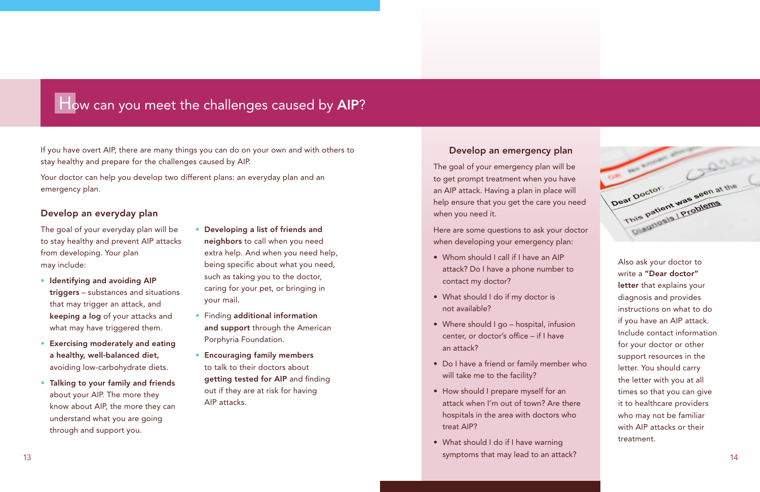# How can you meet the challenges caused by **AIP**?

If you have overt AIP, there are many things you can do on your own and with others to stay healthy and prepare for the challenges caused by AIP.

Your doctor can help you develop two different plans: an everyday plan and an emergency plan.

## Develop an everyday plan

The goal of your everyday plan will be to stay healthy and prevent AIP attacks from developing. Your plan may include:

- **Identifying and avoiding AIP triggers** – substances and situations that may trigger an attack, and **keeping a log** of your attacks and what may have triggered them.
- **Exercising moderately and eating a healthy, well-balanced diet,** avoiding low-carbohydrate diets.
- **Talking to your family and friends** about your AIP. The more they know about AIP, the more they can understand what you are going through and support you.
- **Developing a list of friends and neighbors** to call when you need extra help. And when you need help, being specific about what you need, such as taking you to the doctor, caring for your pet, or bringing in your mail.
- Finding **additional information and support** through the American Porphyria Foundation.
- **Encouraging family members** to talk to their doctors about **getting tested for AIP** and finding out if they are at risk for having AIP attacks.

## Develop an emergency plan

The goal of your emergency plan will be to get prompt treatment when you have an AIP attack. Having a plan in place will help ensure that you get the care you need when you need it.

Here are some questions to ask your doctor when developing your emergency plan:

- Whom should I call if I have an AIP attack? Do I have a phone number to contact my doctor?
- What should I do if my doctor is not available?
- Where should I go – hospital, infusion center, or doctor's office – if I have an attack?
- Do I have a friend or family member who will take me to the facility?
- How should I prepare myself for an attack when I'm out of town? Are there hospitals in the area with doctors who treat AIP?
- What should I do if I have warning symptoms that may lead to an attack?

Also ask your doctor to write a **"Dear doctor" letter** that explains your diagnosis and provides instructions on what to do if you have an AIP attack. Include contact information for your doctor or other support resources in the letter. You should carry the letter with you at all times so that you can give it to healthcare providers who may not be familiar with AIP attacks or their treatment.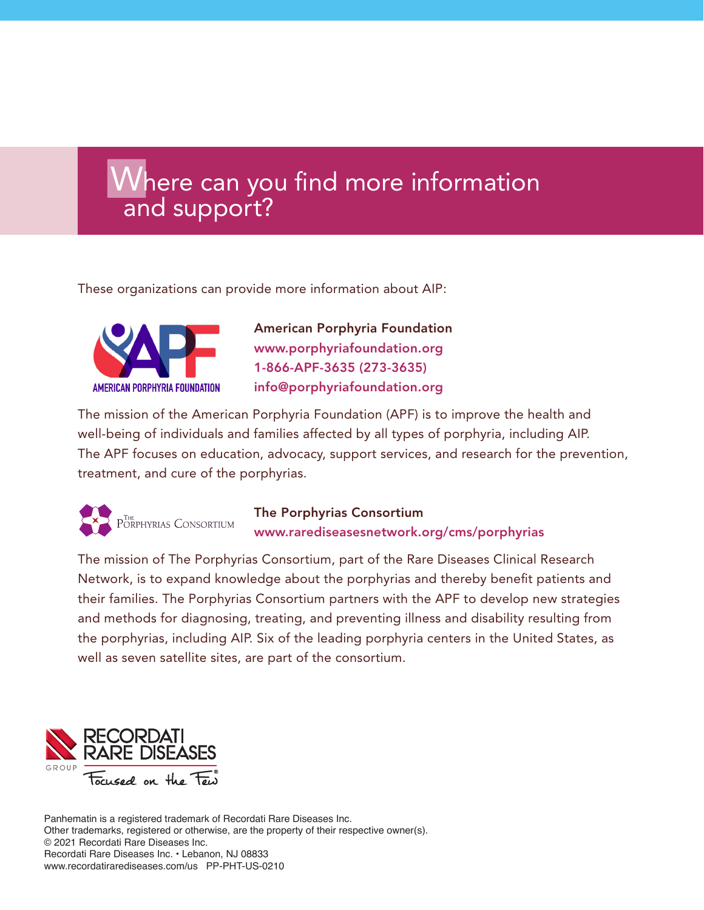# Where can you find more information and support?

These organizations can provide more information about AIP:

**American Porphyria Foundation**
www.porphyriafoundation.org
1-866-APF-3635 (273-3635)
info@porphyriafoundation.org

The mission of the American Porphyria Foundation (APF) is to improve the health and well-being of individuals and families affected by all types of porphyria, including AIP. The APF focuses on education, advocacy, support services, and research for the prevention, treatment, and cure of the porphyrias.

**The Porphyrias Consortium**
www.rarediseasesnetwork.org/cms/porphyrias

The mission of The Porphyrias Consortium, part of the Rare Diseases Clinical Research Network, is to expand knowledge about the porphyrias and thereby benefit patients and their families. The Porphyrias Consortium partners with the APF to develop new strategies and methods for diagnosing, treating, and preventing illness and disability resulting from the porphyrias, including AIP. Six of the leading porphyria centers in the United States, as well as seven satellite sites, are part of the consortium.

Panhematin is a registered trademark of Recordati Rare Diseases Inc.
Other trademarks, registered or otherwise, are the property of their respective owner(s).
© 2021 Recordati Rare Diseases Inc.
Recordati Rare Diseases Inc. • Lebanon, NJ 08833
www.recordatirarediseases.com/us PP-PHT-US-0210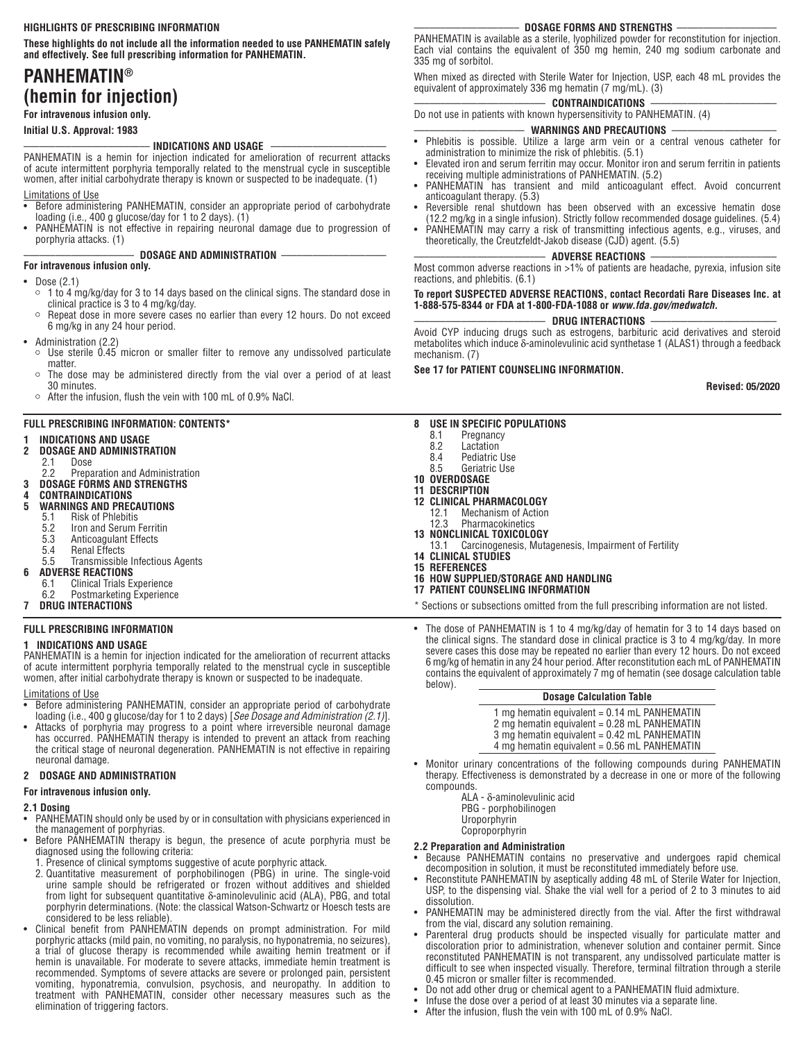**HIGHLIGHTS OF PRESCRIBING INFORMATION**

**These highlights do not include all the information needed to use PANHEMATIN safely and effectively. See full prescribing information for PANHEMATIN.**

# PANHEMATIN®
# (hemin for injection)

**For intravenous infusion only.**

**Initial U.S. Approval: 1983**

**INDICATIONS AND USAGE**

PANHEMATIN is a hemin for injection indicated for amelioration of recurrent attacks of acute intermittent porphyria temporally related to the menstrual cycle in susceptible women, after initial carbohydrate therapy is known or suspected to be inadequate. (1)

Limitations of Use

- Before administering PANHEMATIN, consider an appropriate period of carbohydrate loading (i.e., 400 g glucose/day for 1 to 2 days). (1)
- PANHEMATIN is not effective in repairing neuronal damage due to progression of porphyria attacks. (1)

**DOSAGE AND ADMINISTRATION**

**For intravenous infusion only.**

- Dose (2.1)
  - 1 to 4 mg/kg/day for 3 to 14 days based on the clinical signs. The standard dose in clinical practice is 3 to 4 mg/kg/day.
  - Repeat dose in more severe cases no earlier than every 12 hours. Do not exceed 6 mg/kg in any 24 hour period.
- Administration (2.2)
  - Use sterile 0.45 micron or smaller filter to remove any undissolved particulate matter.
  - The dose may be administered directly from the vial over a period of at least 30 minutes.
  - After the infusion, flush the vein with 100 mL of 0.9% NaCl.

**DOSAGE FORMS AND STRENGTHS**

PANHEMATIN is available as a sterile, lyophilized powder for reconstitution for injection. Each vial contains the equivalent of 350 mg hemin, 240 mg sodium carbonate and 335 mg of sorbitol.

When mixed as directed with Sterile Water for Injection, USP, each 48 mL provides the equivalent of approximately 336 mg hematin (7 mg/mL). (3)

**CONTRAINDICATIONS**

Do not use in patients with known hypersensitivity to PANHEMATIN. (4)

**WARNINGS AND PRECAUTIONS**

- Phlebitis is possible. Utilize a large arm vein or a central venous catheter for administration to minimize the risk of phlebitis. (5.1)
- Elevated iron and serum ferritin may occur. Monitor iron and serum ferritin in patients receiving multiple administrations of PANHEMATIN. (5.2)
- PANHEMATIN has transient and mild anticoagulant effect. Avoid concurrent anticoagulant therapy. (5.3)
- Reversible renal shutdown has been observed with an excessive hematin dose (12.2 mg/kg in a single infusion). Strictly follow recommended dosage guidelines. (5.4)
- PANHEMATIN may carry a risk of transmitting infectious agents, e.g., viruses, and theoretically, the Creutzfeldt-Jakob disease (CJD) agent. (5.5)

**ADVERSE REACTIONS**

Most common adverse reactions in >1% of patients are headache, pyrexia, infusion site reactions, and phlebitis. (6.1)

**To report SUSPECTED ADVERSE REACTIONS, contact Recordati Rare Diseases Inc. at 1-888-575-8344 or FDA at 1-800-FDA-1088 or *www.fda.gov/medwatch*.**

**DRUG INTERACTIONS**

Avoid CYP inducing drugs such as estrogens, barbituric acid derivatives and steroid metabolites which induce δ-aminolevulinic acid synthetase 1 (ALAS1) through a feedback mechanism. (7)

**See 17 for PATIENT COUNSELING INFORMATION.**

**Revised: 05/2020**

**FULL PRESCRIBING INFORMATION: CONTENTS***

**1 INDICATIONS AND USAGE**
**2 DOSAGE AND ADMINISTRATION**
- 2.1 Dose
- 2.2 Preparation and Administration

**3 DOSAGE FORMS AND STRENGTHS**
**4 CONTRAINDICATIONS**
**5 WARNINGS AND PRECAUTIONS**
- 5.1 Risk of Phlebitis
- 5.2 Iron and Serum Ferritin
- 5.3 Anticoagulant Effects
- 5.4 Renal Effects
- 5.5 Transmissible Infectious Agents

**6 ADVERSE REACTIONS**
- 6.1 Clinical Trials Experience
- 6.2 Postmarketing Experience

**7 DRUG INTERACTIONS**
**8 USE IN SPECIFIC POPULATIONS**
- 8.1 Pregnancy
- 8.2 Lactation
- 8.4 Pediatric Use
- 8.5 Geriatric Use

**10 OVERDOSAGE**
**11 DESCRIPTION**
**12 CLINICAL PHARMACOLOGY**
- 12.1 Mechanism of Action
- 12.3 Pharmacokinetics

**13 NONCLINICAL TOXICOLOGY**
- 13.1 Carcinogenesis, Mutagenesis, Impairment of Fertility

**14 CLINICAL STUDIES**
**15 REFERENCES**
**16 HOW SUPPLIED/STORAGE AND HANDLING**
**17 PATIENT COUNSELING INFORMATION**

\* Sections or subsections omitted from the full prescribing information are not listed.

**FULL PRESCRIBING INFORMATION**

## 1 INDICATIONS AND USAGE

PANHEMATIN is a hemin for injection indicated for the amelioration of recurrent attacks of acute intermittent porphyria temporally related to the menstrual cycle in susceptible women, after initial carbohydrate therapy is known or suspected to be inadequate.

Limitations of Use

- Before administering PANHEMATIN, consider an appropriate period of carbohydrate loading (i.e., 400 g glucose/day for 1 to 2 days) [*See Dosage and Administration (2.1)*].
- Attacks of porphyria may progress to a point where irreversible neuronal damage has occurred. PANHEMATIN therapy is intended to prevent an attack from reaching the critical stage of neuronal degeneration. PANHEMATIN is not effective in repairing neuronal damage.

## 2 DOSAGE AND ADMINISTRATION

**For intravenous infusion only.**

### 2.1 Dosing

- PANHEMATIN should only be used by or in consultation with physicians experienced in the management of porphyrias.
- Before PANHEMATIN therapy is begun, the presence of acute porphyria must be diagnosed using the following criteria:
  1. Presence of clinical symptoms suggestive of acute porphyric attack.
  2. Quantitative measurement of porphobilinogen (PBG) in urine. The single-void urine sample should be refrigerated or frozen without additives and shielded from light for subsequent quantitative δ-aminolevulinic acid (ALA), PBG, and total porphyrin determinations. (Note: the classical Watson-Schwartz or Hoesch tests are considered to be less reliable).
- Clinical benefit from PANHEMATIN depends on prompt administration. For mild porphyric attacks (mild pain, no vomiting, no paralysis, no hyponatremia, no seizures), a trial of glucose therapy is recommended while awaiting hemin treatment or if hemin is unavailable. For moderate to severe attacks, immediate hemin treatment is recommended. Symptoms of severe attacks are severe or prolonged pain, persistent vomiting, hyponatremia, convulsion, psychosis, and neuropathy. In addition to treatment with PANHEMATIN, consider other necessary measures such as the elimination of triggering factors.
- The dose of PANHEMATIN is 1 to 4 mg/kg/day of hematin for 3 to 14 days based on the clinical signs. The standard dose in clinical practice is 3 to 4 mg/kg/day. In more severe cases this dose may be repeated no earlier than every 12 hours. Do not exceed 6 mg/kg of hematin in any 24 hour period. After reconstitution each mL of PANHEMATIN contains the equivalent of approximately 7 mg of hematin (see dosage calculation table below).

| Dosage Calculation Table |
|---|
| 1 mg hematin equivalent = 0.14 mL PANHEMATIN |
| 2 mg hematin equivalent = 0.28 mL PANHEMATIN |
| 3 mg hematin equivalent = 0.42 mL PANHEMATIN |
| 4 mg hematin equivalent = 0.56 mL PANHEMATIN |

- Monitor urinary concentrations of the following compounds during PANHEMATIN therapy. Effectiveness is demonstrated by a decrease in one or more of the following compounds.
  - ALA - δ-aminolevulinic acid
  - PBG - porphobilinogen
  - Uroporphyrin
  - Coproporphyrin

### 2.2 Preparation and Administration

- Because PANHEMATIN contains no preservative and undergoes rapid chemical decomposition in solution, it must be reconstituted immediately before use.
- Reconstitute PANHEMATIN by aseptically adding 48 mL of Sterile Water for Injection, USP, to the dispensing vial. Shake the vial well for a period of 2 to 3 minutes to aid dissolution.
- PANHEMATIN may be administered directly from the vial. After the first withdrawal from the vial, discard any solution remaining.
- Parenteral drug products should be inspected visually for particulate matter and discoloration prior to administration, whenever solution and container permit. Since reconstituted PANHEMATIN is not transparent, any undissolved particulate matter is difficult to see when inspected visually. Therefore, terminal filtration through a sterile 0.45 micron or smaller filter is recommended.
- Do not add other drug or chemical agent to a PANHEMATIN fluid admixture.
- Infuse the dose over a period of at least 30 minutes via a separate line.
- After the infusion, flush the vein with 100 mL of 0.9% NaCl.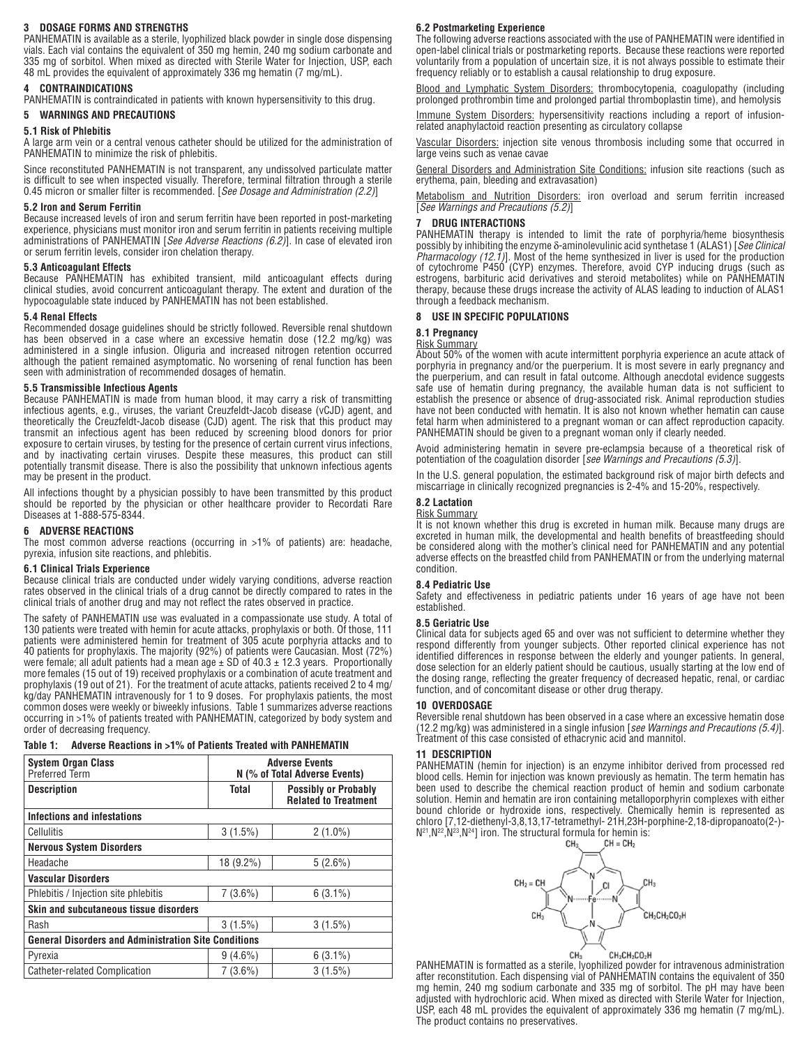## 3 DOSAGE FORMS AND STRENGTHS

PANHEMATIN is available as a sterile, lyophilized black powder in single dose dispensing vials. Each vial contains the equivalent of 350 mg hemin, 240 mg sodium carbonate and 335 mg of sorbitol. When mixed as directed with Sterile Water for Injection, USP, each 48 mL provides the equivalent of approximately 336 mg hematin (7 mg/mL).

## 4 CONTRAINDICATIONS

PANHEMATIN is contraindicated in patients with known hypersensitivity to this drug.

## 5 WARNINGS AND PRECAUTIONS

### 5.1 Risk of Phlebitis

A large arm vein or a central venous catheter should be utilized for the administration of PANHEMATIN to minimize the risk of phlebitis.

Since reconstituted PANHEMATIN is not transparent, any undissolved particulate matter is difficult to see when inspected visually. Therefore, terminal filtration through a sterile 0.45 micron or smaller filter is recommended. [*See Dosage and Administration (2.2)*]

### 5.2 Iron and Serum Ferritin

Because increased levels of iron and serum ferritin have been reported in post-marketing experience, physicians must monitor iron and serum ferritin in patients receiving multiple administrations of PANHEMATIN [*See Adverse Reactions (6.2)*]. In case of elevated iron or serum ferritin levels, consider iron chelation therapy.

### 5.3 Anticoagulant Effects

Because PANHEMATIN has exhibited transient, mild anticoagulant effects during clinical studies, avoid concurrent anticoagulant therapy. The extent and duration of the hypocoagulable state induced by PANHEMATIN has not been established.

### 5.4 Renal Effects

Recommended dosage guidelines should be strictly followed. Reversible renal shutdown has been observed in a case where an excessive hematin dose (12.2 mg/kg) was administered in a single infusion. Oliguria and increased nitrogen retention occurred although the patient remained asymptomatic. No worsening of renal function has been seen with administration of recommended dosages of hematin.

### 5.5 Transmissible Infectious Agents

Because PANHEMATIN is made from human blood, it may carry a risk of transmitting infectious agents, e.g., viruses, the variant Creuzfeldt-Jacob disease (vCJD) agent, and theoretically the Creuzfeldt-Jacob disease (CJD) agent. The risk that this product may transmit an infectious agent has been reduced by screening blood donors for prior exposure to certain viruses, by testing for the presence of certain current virus infections, and by inactivating certain viruses. Despite these measures, this product can still potentially transmit disease. There is also the possibility that unknown infectious agents may be present in the product.

All infections thought by a physician possibly to have been transmitted by this product should be reported by the physician or other healthcare provider to Recordati Rare Diseases at 1-888-575-8344.

## 6 ADVERSE REACTIONS

The most common adverse reactions (occurring in >1% of patients) are: headache, pyrexia, infusion site reactions, and phlebitis.

### 6.1 Clinical Trials Experience

Because clinical trials are conducted under widely varying conditions, adverse reaction rates observed in the clinical trials of a drug cannot be directly compared to rates in the clinical trials of another drug and may not reflect the rates observed in practice.

The safety of PANHEMATIN use was evaluated in a compassionate use study. A total of 130 patients were treated with hemin for acute attacks, prophylaxis or both. Of those, 111 patients were administered hemin for treatment of 305 acute porphyria attacks and to 40 patients for prophylaxis. The majority (92%) of patients were Caucasian. Most (72%) were female; all adult patients had a mean age ± SD of 40.3 ± 12.3 years. Proportionally more females (15 out of 19) received prophylaxis or a combination of acute treatment and prophylaxis (19 out of 21). For the treatment of acute attacks, patients received 2 to 4 mg/kg/day PANHEMATIN intravenously for 1 to 9 doses. For prophylaxis patients, the most common doses were weekly or biweekly infusions. Table 1 summarizes adverse reactions occurring in >1% of patients treated with PANHEMATIN, categorized by body system and order of decreasing frequency.

**Table 1: Adverse Reactions in >1% of Patients Treated with PANHEMATIN**

| System Organ Class<br>Preferred Term | Adverse Events<br>N (% of Total Adverse Events) | |
|---|---|---|
| **Description** | **Total** | **Possibly or Probably Related to Treatment** |
| **Infections and infestations** | | |
| Cellulitis | 3 (1.5%) | 2 (1.0%) |
| **Nervous System Disorders** | | |
| Headache | 18 (9.2%) | 5 (2.6%) |
| **Vascular Disorders** | | |
| Phlebitis / Injection site phlebitis | 7 (3.6%) | 6 (3.1%) |
| **Skin and subcutaneous tissue disorders** | | |
| Rash | 3 (1.5%) | 3 (1.5%) |
| **General Disorders and Administration Site Conditions** | | |
| Pyrexia | 9 (4.6%) | 6 (3.1%) |
| Catheter-related Complication | 7 (3.6%) | 3 (1.5%) |

### 6.2 Postmarketing Experience

The following adverse reactions associated with the use of PANHEMATIN were identified in open-label clinical trials or postmarketing reports. Because these reactions were reported voluntarily from a population of uncertain size, it is not always possible to estimate their frequency reliably or to establish a causal relationship to drug exposure.

Blood and Lymphatic System Disorders: thrombocytopenia, coagulopathy (including prolonged prothrombin time and prolonged partial thromboplastin time), and hemolysis

Immune System Disorders: hypersensitivity reactions including a report of infusion-related anaphylactoid reaction presenting as circulatory collapse

Vascular Disorders: injection site venous thrombosis including some that occurred in large veins such as venae cavae

General Disorders and Administration Site Conditions: infusion site reactions (such as erythema, pain, bleeding and extravasation)

Metabolism and Nutrition Disorders: iron overload and serum ferritin increased [*See Warnings and Precautions (5.2)*]

## 7 DRUG INTERACTIONS

PANHEMATIN therapy is intended to limit the rate of porphyria/heme biosynthesis possibly by inhibiting the enzyme δ-aminolevulinic acid synthetase 1 (ALAS1) [*See Clinical Pharmacology (12.1)*]. Most of the heme synthesized in liver is used for the production of cytochrome P450 (CYP) enzymes. Therefore, avoid CYP inducing drugs (such as estrogens, barbituric acid derivatives and steroid metabolites) while on PANHEMATIN therapy, because these drugs increase the activity of ALAS leading to induction of ALAS1 through a feedback mechanism.

## 8 USE IN SPECIFIC POPULATIONS

### 8.1 Pregnancy

Risk Summary

About 50% of the women with acute intermittent porphyria experience an acute attack of porphyria in pregnancy and/or the puerperium. It is most severe in early pregnancy and the puerperium, and can result in fatal outcome. Although anecdotal evidence suggests safe use of hematin during pregnancy, the available human data is not sufficient to establish the presence or absence of drug-associated risk. Animal reproduction studies have not been conducted with hematin. It is also not known whether hematin can cause fetal harm when administered to a pregnant woman or can affect reproduction capacity. PANHEMATIN should be given to a pregnant woman only if clearly needed.

Avoid administering hematin in severe pre-eclampsia because of a theoretical risk of potentiation of the coagulation disorder [*see Warnings and Precautions (5.3)*].

In the U.S. general population, the estimated background risk of major birth defects and miscarriage in clinically recognized pregnancies is 2-4% and 15-20%, respectively.

### 8.2 Lactation

Risk Summary

It is not known whether this drug is excreted in human milk. Because many drugs are excreted in human milk, the developmental and health benefits of breastfeeding should be considered along with the mother's clinical need for PANHEMATIN and any potential adverse effects on the breastfed child from PANHEMATIN or from the underlying maternal condition.

### 8.4 Pediatric Use

Safety and effectiveness in pediatric patients under 16 years of age have not been established.

### 8.5 Geriatric Use

Clinical data for subjects aged 65 and over was not sufficient to determine whether they respond differently from younger subjects. Other reported clinical experience has not identified differences in response between the elderly and younger patients. In general, dose selection for an elderly patient should be cautious, usually starting at the low end of the dosing range, reflecting the greater frequency of decreased hepatic, renal, or cardiac function, and of concomitant disease or other drug therapy.

## 10 OVERDOSAGE

Reversible renal shutdown has been observed in a case where an excessive hematin dose (12.2 mg/kg) was administered in a single infusion [*see Warnings and Precautions (5.4)*]. Treatment of this case consisted of ethacrynic acid and mannitol.

## 11 DESCRIPTION

PANHEMATIN (hemin for injection) is an enzyme inhibitor derived from processed red blood cells. Hemin for injection was known previously as hematin. The term hematin has been used to describe the chemical reaction product of hemin and sodium carbonate solution. Hemin and hematin are iron containing metalloporphyrin complexes with either bound chloride or hydroxide ions, respectively. Chemically hemin is represented as chloro [7,12-diethenyl-3,8,13,17-tetramethyl- 21H,23H-porphine-2,18-dipropanoato(2-)-$N^{21}$,$N^{22}$,$N^{23}$,$N^{24}$] iron. The structural formula for hemin is:

PANHEMATIN is formatted as a sterile, lyophilized powder for intravenous administration after reconstitution. Each dispensing vial of PANHEMATIN contains the equivalent of 350 mg hemin, 240 mg sodium carbonate and 335 mg of sorbitol. The pH may have been adjusted with hydrochloric acid. When mixed as directed with Sterile Water for Injection, USP, each 48 mL provides the equivalent of approximately 336 mg hematin (7 mg/mL). The product contains no preservatives.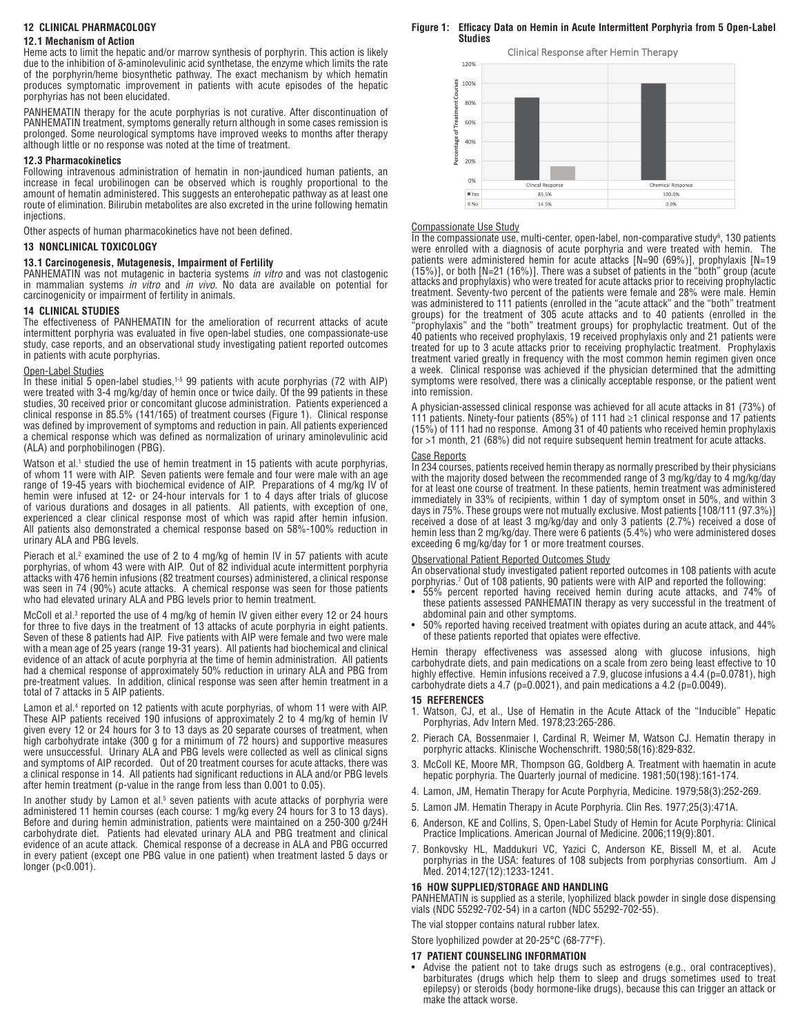## 12 CLINICAL PHARMACOLOGY

### 12.1 Mechanism of Action

Heme acts to limit the hepatic and/or marrow synthesis of porphyrin. This action is likely due to the inhibition of δ-aminolevulinic acid synthetase, the enzyme which limits the rate of the porphyrin/heme biosynthetic pathway. The exact mechanism by which hematin produces symptomatic improvement in patients with acute episodes of the hepatic porphyrias has not been elucidated.

PANHEMATIN therapy for the acute porphyrias is not curative. After discontinuation of PANHEMATIN treatment, symptoms generally return although in some cases remission is prolonged. Some neurological symptoms have improved weeks to months after therapy although little or no response was noted at the time of treatment.

### 12.3 Pharmacokinetics

Following intravenous administration of hematin in non-jaundiced human patients, an increase in fecal urobilinogen can be observed which is roughly proportional to the amount of hematin administered. This suggests an enterohepatic pathway as at least one route of elimination. Bilirubin metabolites are also excreted in the urine following hematin injections.

Other aspects of human pharmacokinetics have not been defined.

## 13 NONCLINICAL TOXICOLOGY

### 13.1 Carcinogenesis, Mutagenesis, Impairment of Fertility

PANHEMATIN was not mutagenic in bacteria systems *in vitro* and was not clastogenic in mammalian systems *in vitro* and *in vivo*. No data are available on potential for carcinogenicity or impairment of fertility in animals.

## 14 CLINICAL STUDIES

The effectiveness of PANHEMATIN for the amelioration of recurrent attacks of acute intermittent porphyria was evaluated in five open-label studies, one compassionate-use study, case reports, and an observational study investigating patient reported outcomes in patients with acute porphyrias.

Open-Label Studies

In these initial 5 open-label studies,[1-5] 99 patients with acute porphyrias (72 with AIP) were treated with 3-4 mg/kg/day of hemin once or twice daily. Of the 99 patients in these studies, 30 received prior or concomitant glucose administration. Patients experienced a clinical response in 85.5% (141/165) of treatment courses (Figure 1). Clinical response was defined by improvement of symptoms and reduction in pain. All patients experienced a chemical response which was defined as normalization of urinary aminolevulinic acid (ALA) and porphobilinogen (PBG).

Watson et al.[1] studied the use of hemin treatment in 15 patients with acute porphyrias, of whom 11 were with AIP. Seven patients were female and four were male with an age range of 19-45 years with biochemical evidence of AIP. Preparations of 4 mg/kg IV of hemin were infused at 12- or 24-hour intervals for 1 to 4 days after trials of glucose of various durations and dosages in all patients. All patients, with exception of one, experienced a clear clinical response most of which was rapid after hemin infusion. All patients also demonstrated a chemical response based on 58%-100% reduction in urinary ALA and PBG levels.

Pierach et al.[2] examined the use of 2 to 4 mg/kg of hemin IV in 57 patients with acute porphyrias, of whom 43 were with AIP. Out of 82 individual acute intermittent porphyria attacks with 476 hemin infusions (82 treatment courses) administered, a clinical response was seen in 74 (90%) acute attacks. A chemical response was seen for those patients who had elevated urinary ALA and PBG levels prior to hemin treatment.

McColl et al.[3] reported the use of 4 mg/kg of hemin IV given either every 12 or 24 hours for three to five days in the treatment of 13 attacks of acute porphyria in eight patients. Seven of these 8 patients had AIP. Five patients with AIP were female and two were male with a mean age of 25 years (range 19-31 years). All patients had biochemical and clinical evidence of an attack of acute porphyria at the time of hemin administration. All patients had a chemical response of approximately 50% reduction in urinary ALA and PBG from pre-treatment values. In addition, clinical response was seen after hemin treatment in a total of 7 attacks in 5 AIP patients.

Lamon et al.[4] reported on 12 patients with acute porphyrias, of whom 11 were with AIP. These AIP patients received 190 infusions of approximately 2 to 4 mg/kg of hemin IV given every 12 or 24 hours for 3 to 13 days as 20 separate courses of treatment, when high carbohydrate intake (300 g for a minimum of 72 hours) and supportive measures were unsuccessful. Urinary ALA and PBG levels were collected as well as clinical signs and symptoms of AIP recorded. Out of 20 treatment courses for acute attacks, there was a clinical response in 14. All patients had significant reductions in ALA and/or PBG levels after hemin treatment (p-value in the range from less than 0.001 to 0.05).

In another study by Lamon et al.[5] seven patients with acute attacks of porphyria were administered 11 hemin courses (each course: 1 mg/kg every 24 hours for 3 to 13 days). Before and during hemin administration, patients were maintained on a 250-300 g/24H carbohydrate diet. Patients had elevated urinary ALA and PBG treatment and clinical evidence of an acute attack. Chemical response of a decrease in ALA and PBG occurred in every patient (except one PBG value in one patient) when treatment lasted 5 days or longer ($p<0.001$).

**Figure 1: Efficacy Data on Hemin in Acute Intermittent Porphyria from 5 Open-Label Studies**

Clinical Response after Hemin Therapy

| | Clinical Response | Chemical Response |
|---|---|---|
| Yes | 85.5% | 100.0% |
| No | 14.5% | 0.0% |

Compassionate Use Study

In the compassionate use, multi-center, open-label, non-comparative study[6], 130 patients were enrolled with a diagnosis of acute porphyria and were treated with hemin. The patients were administered hemin for acute attacks [N=90 (69%)], prophylaxis [N=19 (15%)], or both [N=21 (16%)]. There was a subset of patients in the "both" group (acute attacks and prophylaxis) who were treated for acute attacks prior to receiving prophylactic treatment. Seventy-two percent of the patients were female and 28% were male. Hemin was administered to 111 patients (enrolled in the "acute attack" and the "both" treatment groups) for the treatment of 305 acute attacks and to 40 patients (enrolled in the "prophylaxis" and the "both" treatment groups) for prophylactic treatment. Out of the 40 patients who received prophylaxis, 19 received prophylaxis only and 21 patients were treated for up to 3 acute attacks prior to receiving prophylactic treatment. Prophylaxis treatment varied greatly in frequency with the most common hemin regimen given once a week. Clinical response was achieved if the physician determined that the admitting symptoms were resolved, there was a clinically acceptable response, or the patient went into remission.

A physician-assessed clinical response was achieved for all acute attacks in 81 (73%) of 111 patients. Ninety-four patients (85%) of 111 had ≥1 clinical response and 17 patients (15%) of 111 had no response. Among 31 of 40 patients who received hemin prophylaxis for >1 month, 21 (68%) did not require subsequent hemin treatment for acute attacks.

Case Reports

In 234 courses, patients received hemin therapy as normally prescribed by their physicians with the majority dosed between the recommended range of 3 mg/kg/day to 4 mg/kg/day for at least one course of treatment. In these patients, hemin treatment was administered immediately in 33% of recipients, within 1 day of symptom onset in 50%, and within 3 days in 75%. These groups were not mutually exclusive. Most patients [108/111 (97.3%)] received a dose of at least 3 mg/kg/day and only 3 patients (2.7%) received a dose of hemin less than 2 mg/kg/day. There were 6 patients (5.4%) who were administered doses exceeding 6 mg/kg/day for 1 or more treatment courses.

Observational Patient Reported Outcomes Study

An observational study investigated patient reported outcomes in 108 patients with acute porphyrias.[7] Out of 108 patients, 90 patients were with AIP and reported the following:

- 55% percent reported having received hemin during acute attacks, and 74% of these patients assessed PANHEMATIN therapy as very successful in the treatment of abdominal pain and other symptoms.
- 50% reported having received treatment with opiates during an acute attack, and 44% of these patients reported that opiates were effective.

Hemin therapy effectiveness was assessed along with glucose infusions, high carbohydrate diets, and pain medications on a scale from zero being least effective to 10 highly effective. Hemin infusions received a 7.9, glucose infusions a 4.4 ($p=0.0781$), high carbohydrate diets a 4.7 ($p=0.0021$), and pain medications a 4.2 ($p=0.0049$).

## 15 REFERENCES

1. Watson, CJ, et al., Use of Hematin in the Acute Attack of the "Inducible" Hepatic Porphyrias, Adv Intern Med. 1978;23:265-286.
2. Pierach CA, Bossenmaier I, Cardinal R, Weimer M, Watson CJ. Hematin therapy in porphyric attacks. Klinische Wochenschrift. 1980;58(16):829-832.
3. McColl KE, Moore MR, Thompson GG, Goldberg A. Treatment with haematin in acute hepatic porphyria. The Quarterly journal of medicine. 1981;50(198):161-174.
4. Lamon, JM, Hematin Therapy for Acute Porphyria, Medicine. 1979;58(3):252-269.
5. Lamon JM. Hematin Therapy in Acute Porphyria. Clin Res. 1977;25(3):471A.
6. Anderson, KE and Collins, S, Open-Label Study of Hemin for Acute Porphyria: Clinical Practice Implications. American Journal of Medicine. 2006;119(9):801.
7. Bonkovsky HL, Maddukuri VC, Yazici C, Anderson KE, Bissell M, et al. Acute porphyrias in the USA: features of 108 subjects from porphyrias consortium. Am J Med. 2014;127(12):1233-1241.

## 16 HOW SUPPLIED/STORAGE AND HANDLING

PANHEMATIN is supplied as a sterile, lyophilized black powder in single dose dispensing vials (NDC 55292-702-54) in a carton (NDC 55292-702-55).

The vial stopper contains natural rubber latex.

Store lyophilized powder at 20-25°C (68-77°F).

## 17 PATIENT COUNSELING INFORMATION

- Advise the patient not to take drugs such as estrogens (e.g., oral contraceptives), barbiturates (drugs which help them to sleep and drugs sometimes used to treat epilepsy) or steroids (body hormone-like drugs), because this can trigger an attack or make the attack worse.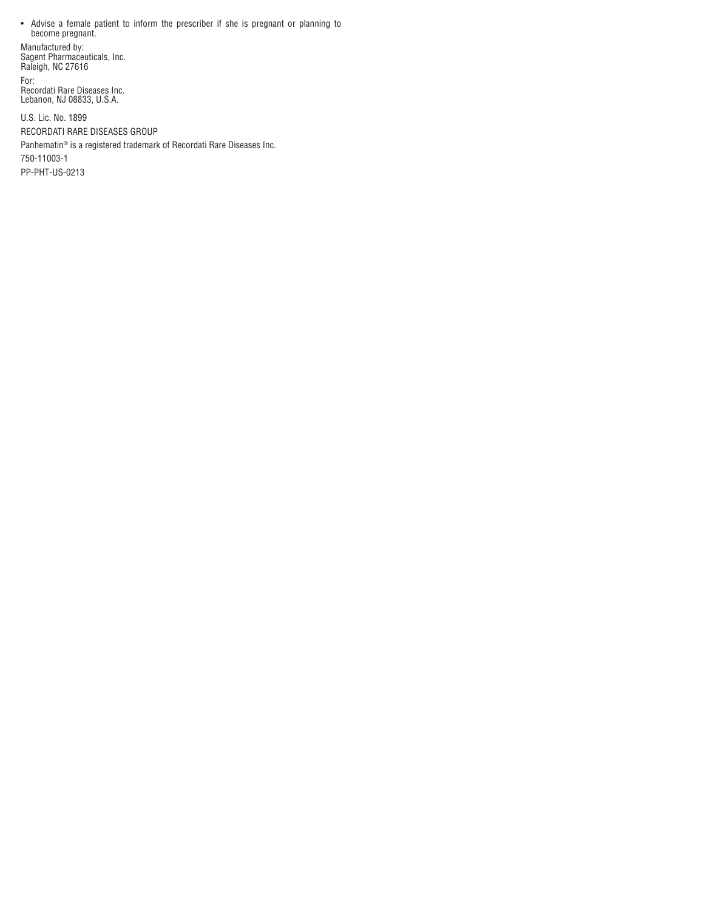- Advise a female patient to inform the prescriber if she is pregnant or planning to become pregnant.

Manufactured by:
Sagent Pharmaceuticals, Inc.
Raleigh, NC 27616

For:
Recordati Rare Diseases Inc.
Lebanon, NJ 08833, U.S.A.

U.S. Lic. No. 1899

RECORDATI RARE DISEASES GROUP

Panhematin® is a registered trademark of Recordati Rare Diseases Inc.

750-11003-1

PP-PHT-US-0213